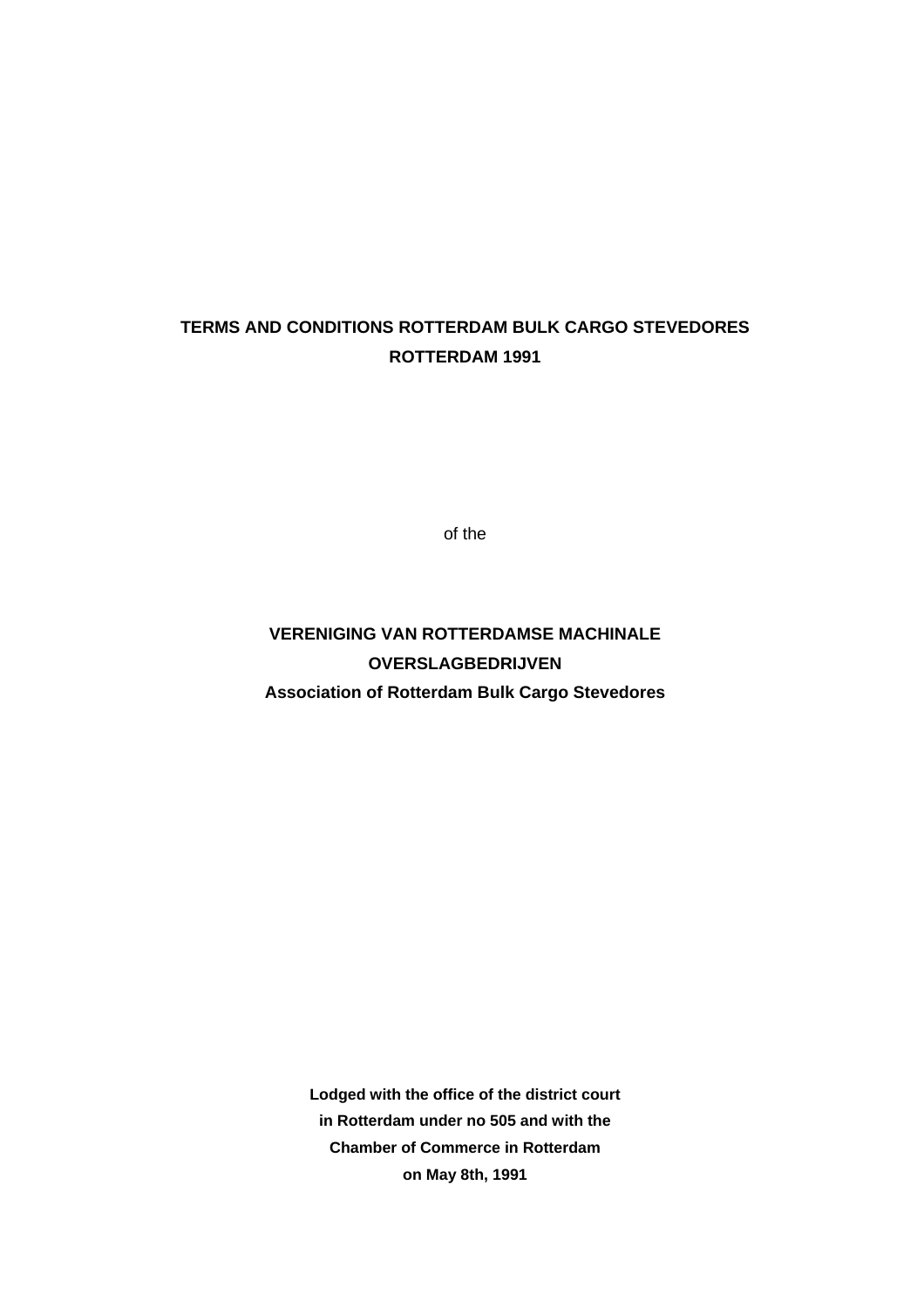# TERMS AND CONDITIONS ROTTERDAM BULK CARGO STEVEDORES
# ROTTERDAM 1991

of the

## VERENIGING VAN ROTTERDAMSE MACHINALE OVERSLAGBEDRIJVEN
## Association of Rotterdam Bulk Cargo Stevedores

**Lodged with the office of the district court in Rotterdam under no 505 and with the Chamber of Commerce in Rotterdam on May 8th, 1991**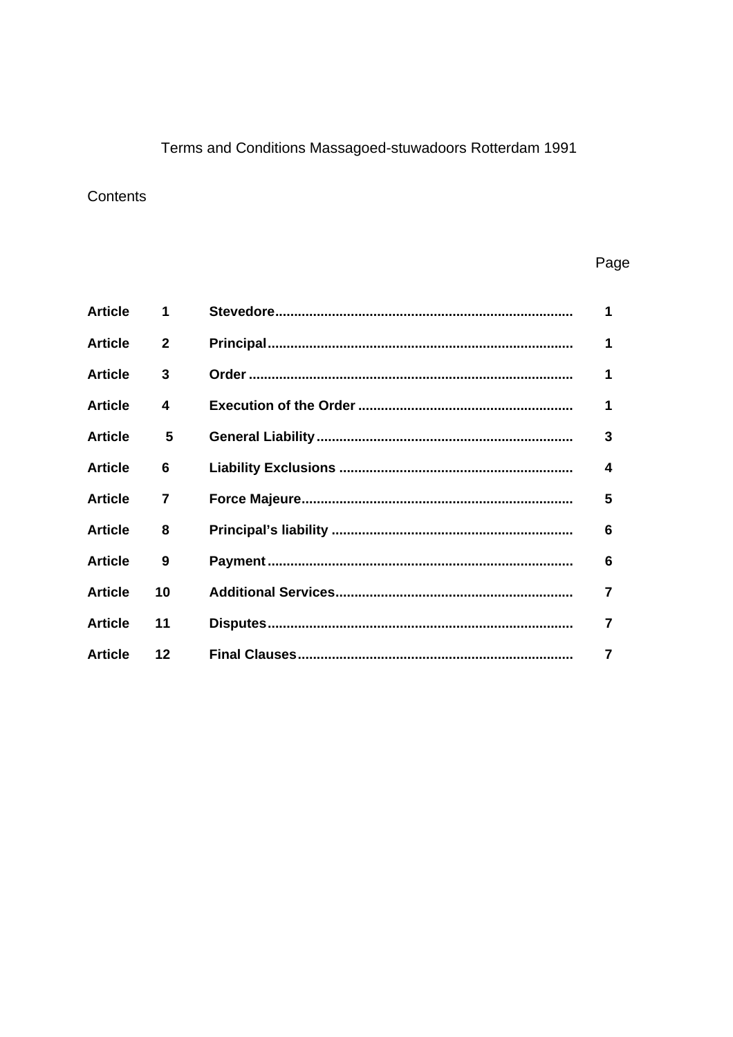# Terms and Conditions Massagoed-stuwadoors Rotterdam 1991

## Contents

| | | | Page |
|---|---|---|---|
| **Article** | **1** | **Stevedore** | **1** |
| **Article** | **2** | **Principal** | **1** |
| **Article** | **3** | **Order** | **1** |
| **Article** | **4** | **Execution of the Order** | **1** |
| **Article** | **5** | **General Liability** | **3** |
| **Article** | **6** | **Liability Exclusions** | **4** |
| **Article** | **7** | **Force Majeure** | **5** |
| **Article** | **8** | **Principal's liability** | **6** |
| **Article** | **9** | **Payment** | **6** |
| **Article** | **10** | **Additional Services** | **7** |
| **Article** | **11** | **Disputes** | **7** |
| **Article** | **12** | **Final Clauses** | **7** |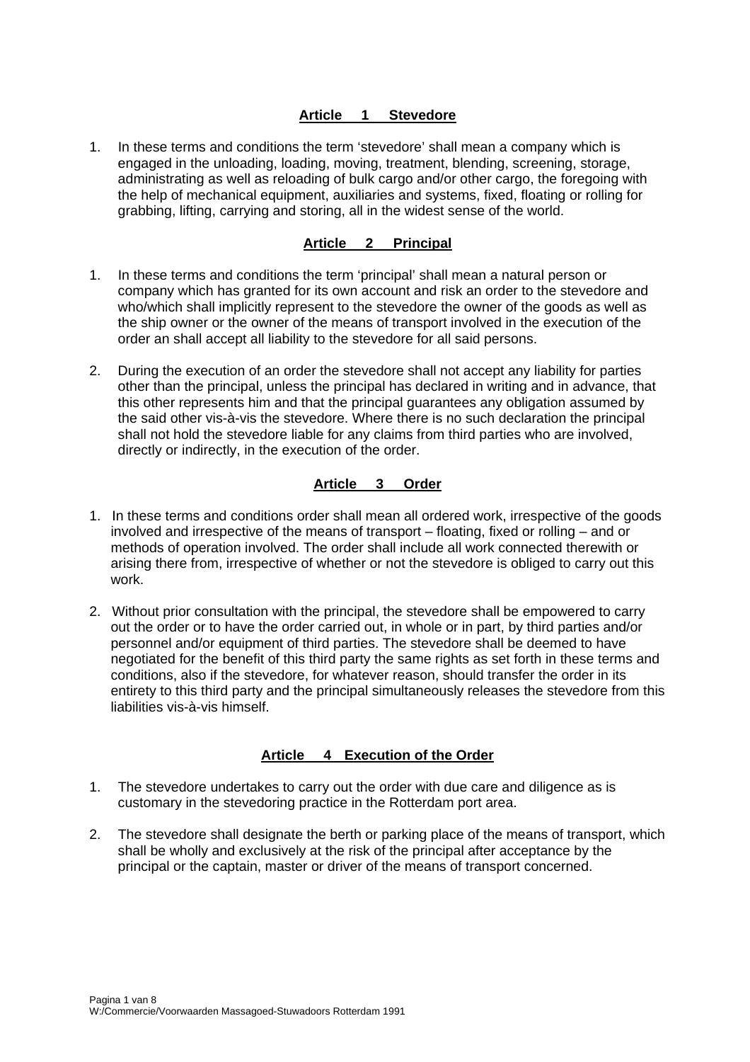## Article 1 Stevedore

1. In these terms and conditions the term 'stevedore' shall mean a company which is engaged in the unloading, loading, moving, treatment, blending, screening, storage, administrating as well as reloading of bulk cargo and/or other cargo, the foregoing with the help of mechanical equipment, auxiliaries and systems, fixed, floating or rolling for grabbing, lifting, carrying and storing, all in the widest sense of the world.

## Article 2 Principal

1. In these terms and conditions the term 'principal' shall mean a natural person or company which has granted for its own account and risk an order to the stevedore and who/which shall implicitly represent to the stevedore the owner of the goods as well as the ship owner or the owner of the means of transport involved in the execution of the order an shall accept all liability to the stevedore for all said persons.

2. During the execution of an order the stevedore shall not accept any liability for parties other than the principal, unless the principal has declared in writing and in advance, that this other represents him and that the principal guarantees any obligation assumed by the said other vis-à-vis the stevedore. Where there is no such declaration the principal shall not hold the stevedore liable for any claims from third parties who are involved, directly or indirectly, in the execution of the order.

## Article 3 Order

1. In these terms and conditions order shall mean all ordered work, irrespective of the goods involved and irrespective of the means of transport – floating, fixed or rolling – and or methods of operation involved. The order shall include all work connected therewith or arising there from, irrespective of whether or not the stevedore is obliged to carry out this work.

2. Without prior consultation with the principal, the stevedore shall be empowered to carry out the order or to have the order carried out, in whole or in part, by third parties and/or personnel and/or equipment of third parties. The stevedore shall be deemed to have negotiated for the benefit of this third party the same rights as set forth in these terms and conditions, also if the stevedore, for whatever reason, should transfer the order in its entirety to this third party and the principal simultaneously releases the stevedore from this liabilities vis-à-vis himself.

## Article 4 Execution of the Order

1. The stevedore undertakes to carry out the order with due care and diligence as is customary in the stevedoring practice in the Rotterdam port area.

2. The stevedore shall designate the berth or parking place of the means of transport, which shall be wholly and exclusively at the risk of the principal after acceptance by the principal or the captain, master or driver of the means of transport concerned.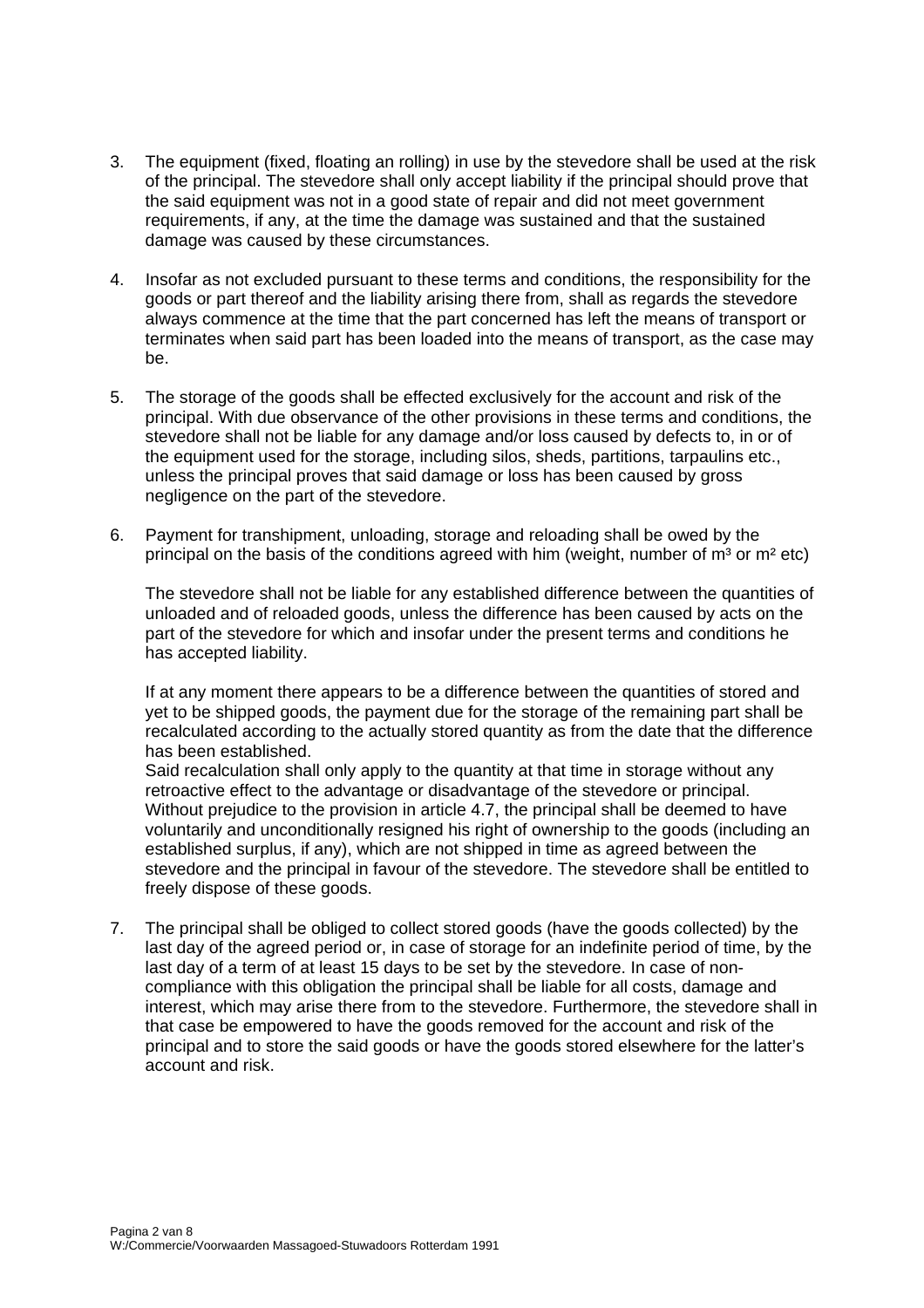3. The equipment (fixed, floating an rolling) in use by the stevedore shall be used at the risk of the principal. The stevedore shall only accept liability if the principal should prove that the said equipment was not in a good state of repair and did not meet government requirements, if any, at the time the damage was sustained and that the sustained damage was caused by these circumstances.

4. Insofar as not excluded pursuant to these terms and conditions, the responsibility for the goods or part thereof and the liability arising there from, shall as regards the stevedore always commence at the time that the part concerned has left the means of transport or terminates when said part has been loaded into the means of transport, as the case may be.

5. The storage of the goods shall be effected exclusively for the account and risk of the principal. With due observance of the other provisions in these terms and conditions, the stevedore shall not be liable for any damage and/or loss caused by defects to, in or of the equipment used for the storage, including silos, sheds, partitions, tarpaulins etc., unless the principal proves that said damage or loss has been caused by gross negligence on the part of the stevedore.

6. Payment for transhipment, unloading, storage and reloading shall be owed by the principal on the basis of the conditions agreed with him (weight, number of $m^3$ or $m^2$ etc)

   The stevedore shall not be liable for any established difference between the quantities of unloaded and of reloaded goods, unless the difference has been caused by acts on the part of the stevedore for which and insofar under the present terms and conditions he has accepted liability.

   If at any moment there appears to be a difference between the quantities of stored and yet to be shipped goods, the payment due for the storage of the remaining part shall be recalculated according to the actually stored quantity as from the date that the difference has been established.
   Said recalculation shall only apply to the quantity at that time in storage without any retroactive effect to the advantage or disadvantage of the stevedore or principal. Without prejudice to the provision in article 4.7, the principal shall be deemed to have voluntarily and unconditionally resigned his right of ownership to the goods (including an established surplus, if any), which are not shipped in time as agreed between the stevedore and the principal in favour of the stevedore. The stevedore shall be entitled to freely dispose of these goods.

7. The principal shall be obliged to collect stored goods (have the goods collected) by the last day of the agreed period or, in case of storage for an indefinite period of time, by the last day of a term of at least 15 days to be set by the stevedore. In case of non-compliance with this obligation the principal shall be liable for all costs, damage and interest, which may arise there from to the stevedore. Furthermore, the stevedore shall in that case be empowered to have the goods removed for the account and risk of the principal and to store the said goods or have the goods stored elsewhere for the latter's account and risk.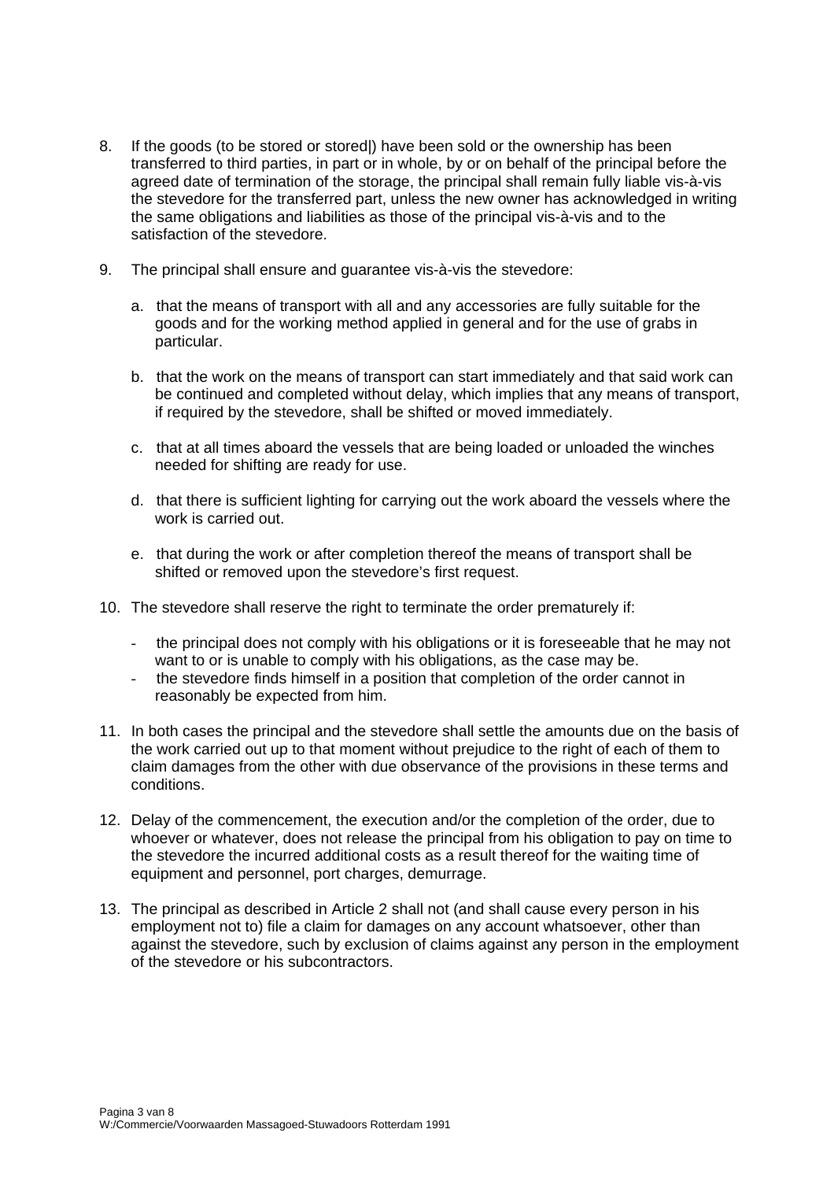8. If the goods (to be stored or stored|) have been sold or the ownership has been transferred to third parties, in part or in whole, by or on behalf of the principal before the agreed date of termination of the storage, the principal shall remain fully liable vis-à-vis the stevedore for the transferred part, unless the new owner has acknowledged in writing the same obligations and liabilities as those of the principal vis-à-vis and to the satisfaction of the stevedore.

9. The principal shall ensure and guarantee vis-à-vis the stevedore:

   a. that the means of transport with all and any accessories are fully suitable for the goods and for the working method applied in general and for the use of grabs in particular.

   b. that the work on the means of transport can start immediately and that said work can be continued and completed without delay, which implies that any means of transport, if required by the stevedore, shall be shifted or moved immediately.

   c. that at all times aboard the vessels that are being loaded or unloaded the winches needed for shifting are ready for use.

   d. that there is sufficient lighting for carrying out the work aboard the vessels where the work is carried out.

   e. that during the work or after completion thereof the means of transport shall be shifted or removed upon the stevedore's first request.

10. The stevedore shall reserve the right to terminate the order prematurely if:

    - the principal does not comply with his obligations or it is foreseeable that he may not want to or is unable to comply with his obligations, as the case may be.
    - the stevedore finds himself in a position that completion of the order cannot in reasonably be expected from him.

11. In both cases the principal and the stevedore shall settle the amounts due on the basis of the work carried out up to that moment without prejudice to the right of each of them to claim damages from the other with due observance of the provisions in these terms and conditions.

12. Delay of the commencement, the execution and/or the completion of the order, due to whoever or whatever, does not release the principal from his obligation to pay on time to the stevedore the incurred additional costs as a result thereof for the waiting time of equipment and personnel, port charges, demurrage.

13. The principal as described in Article 2 shall not (and shall cause every person in his employment not to) file a claim for damages on any account whatsoever, other than against the stevedore, such by exclusion of claims against any person in the employment of the stevedore or his subcontractors.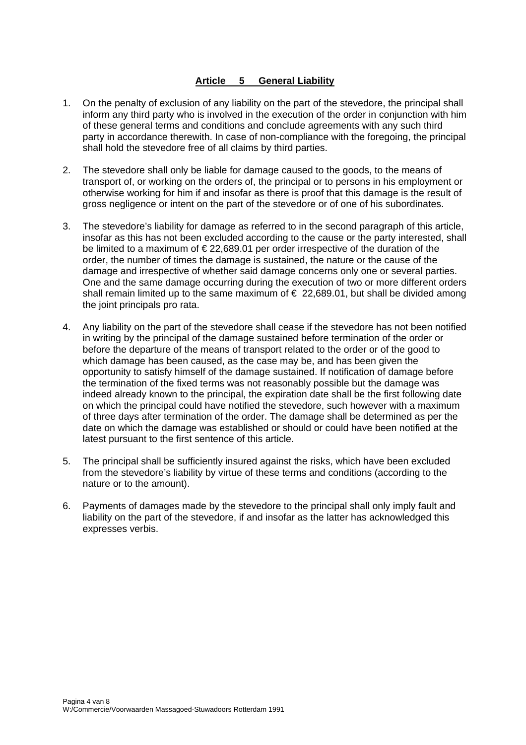## Article 5 General Liability

1. On the penalty of exclusion of any liability on the part of the stevedore, the principal shall inform any third party who is involved in the execution of the order in conjunction with him of these general terms and conditions and conclude agreements with any such third party in accordance therewith. In case of non-compliance with the foregoing, the principal shall hold the stevedore free of all claims by third parties.

2. The stevedore shall only be liable for damage caused to the goods, to the means of transport of, or working on the orders of, the principal or to persons in his employment or otherwise working for him if and insofar as there is proof that this damage is the result of gross negligence or intent on the part of the stevedore or of one of his subordinates.

3. The stevedore's liability for damage as referred to in the second paragraph of this article, insofar as this has not been excluded according to the cause or the party interested, shall be limited to a maximum of € 22,689.01 per order irrespective of the duration of the order, the number of times the damage is sustained, the nature or the cause of the damage and irrespective of whether said damage concerns only one or several parties. One and the same damage occurring during the execution of two or more different orders shall remain limited up to the same maximum of € 22,689.01, but shall be divided among the joint principals pro rata.

4. Any liability on the part of the stevedore shall cease if the stevedore has not been notified in writing by the principal of the damage sustained before termination of the order or before the departure of the means of transport related to the order or of the good to which damage has been caused, as the case may be, and has been given the opportunity to satisfy himself of the damage sustained. If notification of damage before the termination of the fixed terms was not reasonably possible but the damage was indeed already known to the principal, the expiration date shall be the first following date on which the principal could have notified the stevedore, such however with a maximum of three days after termination of the order. The damage shall be determined as per the date on which the damage was established or should or could have been notified at the latest pursuant to the first sentence of this article.

5. The principal shall be sufficiently insured against the risks, which have been excluded from the stevedore's liability by virtue of these terms and conditions (according to the nature or to the amount).

6. Payments of damages made by the stevedore to the principal shall only imply fault and liability on the part of the stevedore, if and insofar as the latter has acknowledged this expresses verbis.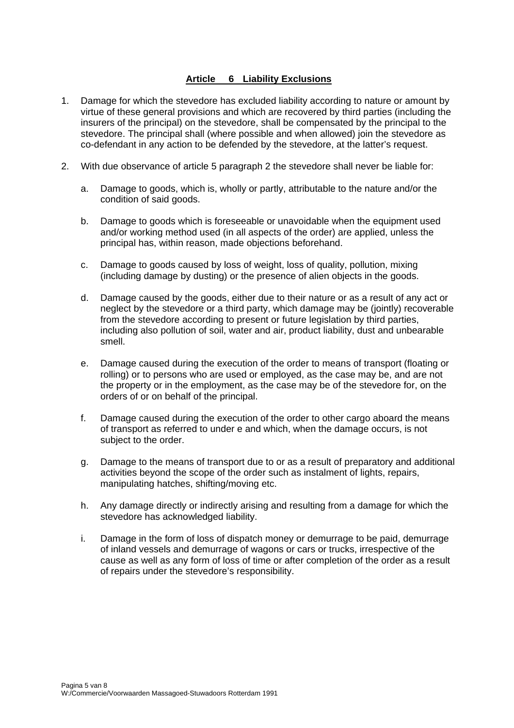## Article 6 Liability Exclusions

1. Damage for which the stevedore has excluded liability according to nature or amount by virtue of these general provisions and which are recovered by third parties (including the insurers of the principal) on the stevedore, shall be compensated by the principal to the stevedore. The principal shall (where possible and when allowed) join the stevedore as co-defendant in any action to be defended by the stevedore, at the latter's request.

2. With due observance of article 5 paragraph 2 the stevedore shall never be liable for:

   a. Damage to goods, which is, wholly or partly, attributable to the nature and/or the condition of said goods.

   b. Damage to goods which is foreseeable or unavoidable when the equipment used and/or working method used (in all aspects of the order) are applied, unless the principal has, within reason, made objections beforehand.

   c. Damage to goods caused by loss of weight, loss of quality, pollution, mixing (including damage by dusting) or the presence of alien objects in the goods.

   d. Damage caused by the goods, either due to their nature or as a result of any act or neglect by the stevedore or a third party, which damage may be (jointly) recoverable from the stevedore according to present or future legislation by third parties, including also pollution of soil, water and air, product liability, dust and unbearable smell.

   e. Damage caused during the execution of the order to means of transport (floating or rolling) or to persons who are used or employed, as the case may be, and are not the property or in the employment, as the case may be of the stevedore for, on the orders of or on behalf of the principal.

   f. Damage caused during the execution of the order to other cargo aboard the means of transport as referred to under e and which, when the damage occurs, is not subject to the order.

   g. Damage to the means of transport due to or as a result of preparatory and additional activities beyond the scope of the order such as instalment of lights, repairs, manipulating hatches, shifting/moving etc.

   h. Any damage directly or indirectly arising and resulting from a damage for which the stevedore has acknowledged liability.

   i. Damage in the form of loss of dispatch money or demurrage to be paid, demurrage of inland vessels and demurrage of wagons or cars or trucks, irrespective of the cause as well as any form of loss of time or after completion of the order as a result of repairs under the stevedore's responsibility.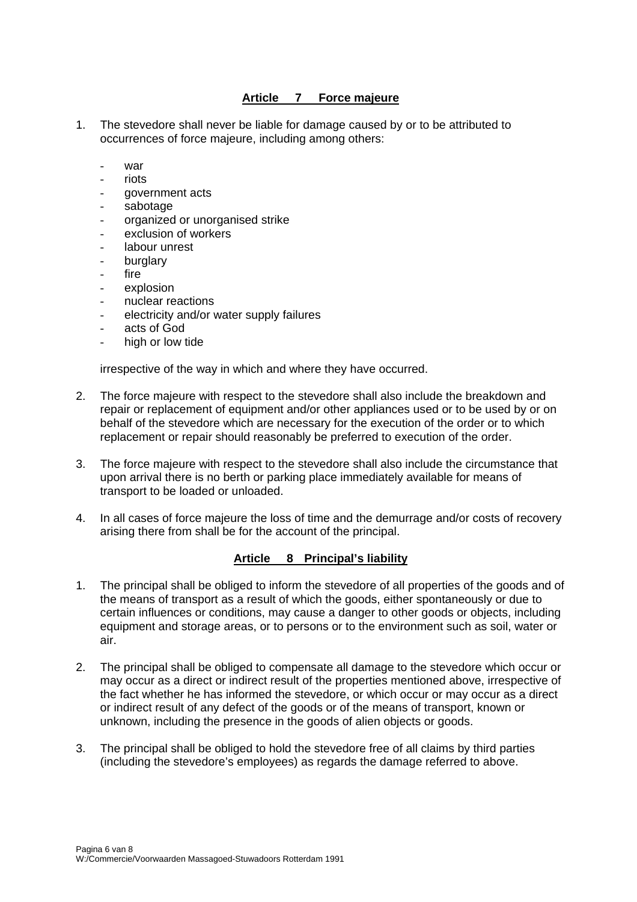## Article 7 Force majeure

1. The stevedore shall never be liable for damage caused by or to be attributed to occurrences of force majeure, including among others:

   - war
   - riots
   - government acts
   - sabotage
   - organized or unorganised strike
   - exclusion of workers
   - labour unrest
   - burglary
   - fire
   - explosion
   - nuclear reactions
   - electricity and/or water supply failures
   - acts of God
   - high or low tide

   irrespective of the way in which and where they have occurred.

2. The force majeure with respect to the stevedore shall also include the breakdown and repair or replacement of equipment and/or other appliances used or to be used by or on behalf of the stevedore which are necessary for the execution of the order or to which replacement or repair should reasonably be preferred to execution of the order.

3. The force majeure with respect to the stevedore shall also include the circumstance that upon arrival there is no berth or parking place immediately available for means of transport to be loaded or unloaded.

4. In all cases of force majeure the loss of time and the demurrage and/or costs of recovery arising there from shall be for the account of the principal.

## Article 8 Principal's liability

1. The principal shall be obliged to inform the stevedore of all properties of the goods and of the means of transport as a result of which the goods, either spontaneously or due to certain influences or conditions, may cause a danger to other goods or objects, including equipment and storage areas, or to persons or to the environment such as soil, water or air.

2. The principal shall be obliged to compensate all damage to the stevedore which occur or may occur as a direct or indirect result of the properties mentioned above, irrespective of the fact whether he has informed the stevedore, or which occur or may occur as a direct or indirect result of any defect of the goods or of the means of transport, known or unknown, including the presence in the goods of alien objects or goods.

3. The principal shall be obliged to hold the stevedore free of all claims by third parties (including the stevedore's employees) as regards the damage referred to above.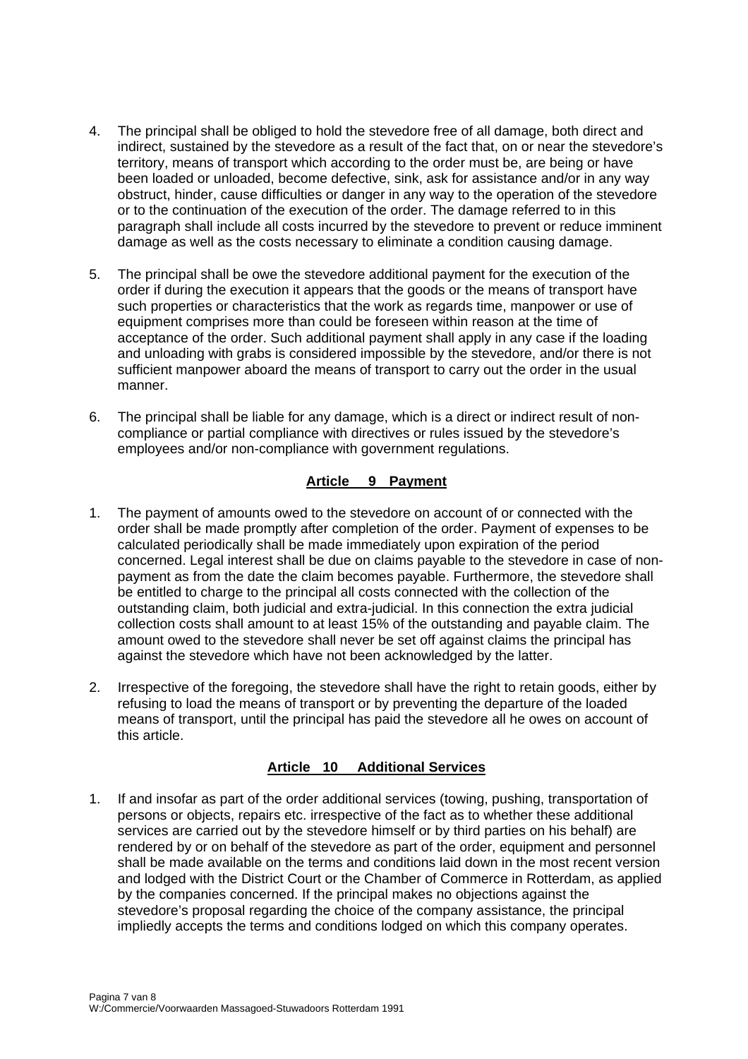4. The principal shall be obliged to hold the stevedore free of all damage, both direct and indirect, sustained by the stevedore as a result of the fact that, on or near the stevedore's territory, means of transport which according to the order must be, are being or have been loaded or unloaded, become defective, sink, ask for assistance and/or in any way obstruct, hinder, cause difficulties or danger in any way to the operation of the stevedore or to the continuation of the execution of the order. The damage referred to in this paragraph shall include all costs incurred by the stevedore to prevent or reduce imminent damage as well as the costs necessary to eliminate a condition causing damage.

5. The principal shall be owe the stevedore additional payment for the execution of the order if during the execution it appears that the goods or the means of transport have such properties or characteristics that the work as regards time, manpower or use of equipment comprises more than could be foreseen within reason at the time of acceptance of the order. Such additional payment shall apply in any case if the loading and unloading with grabs is considered impossible by the stevedore, and/or there is not sufficient manpower aboard the means of transport to carry out the order in the usual manner.

6. The principal shall be liable for any damage, which is a direct or indirect result of non-compliance or partial compliance with directives or rules issued by the stevedore's employees and/or non-compliance with government regulations.

## Article 9 Payment

1. The payment of amounts owed to the stevedore on account of or connected with the order shall be made promptly after completion of the order. Payment of expenses to be calculated periodically shall be made immediately upon expiration of the period concerned. Legal interest shall be due on claims payable to the stevedore in case of non-payment as from the date the claim becomes payable. Furthermore, the stevedore shall be entitled to charge to the principal all costs connected with the collection of the outstanding claim, both judicial and extra-judicial. In this connection the extra judicial collection costs shall amount to at least 15% of the outstanding and payable claim. The amount owed to the stevedore shall never be set off against claims the principal has against the stevedore which have not been acknowledged by the latter.

2. Irrespective of the foregoing, the stevedore shall have the right to retain goods, either by refusing to load the means of transport or by preventing the departure of the loaded means of transport, until the principal has paid the stevedore all he owes on account of this article.

## Article 10 Additional Services

1. If and insofar as part of the order additional services (towing, pushing, transportation of persons or objects, repairs etc. irrespective of the fact as to whether these additional services are carried out by the stevedore himself or by third parties on his behalf) are rendered by or on behalf of the stevedore as part of the order, equipment and personnel shall be made available on the terms and conditions laid down in the most recent version and lodged with the District Court or the Chamber of Commerce in Rotterdam, as applied by the companies concerned. If the principal makes no objections against the stevedore's proposal regarding the choice of the company assistance, the principal impliedly accepts the terms and conditions lodged on which this company operates.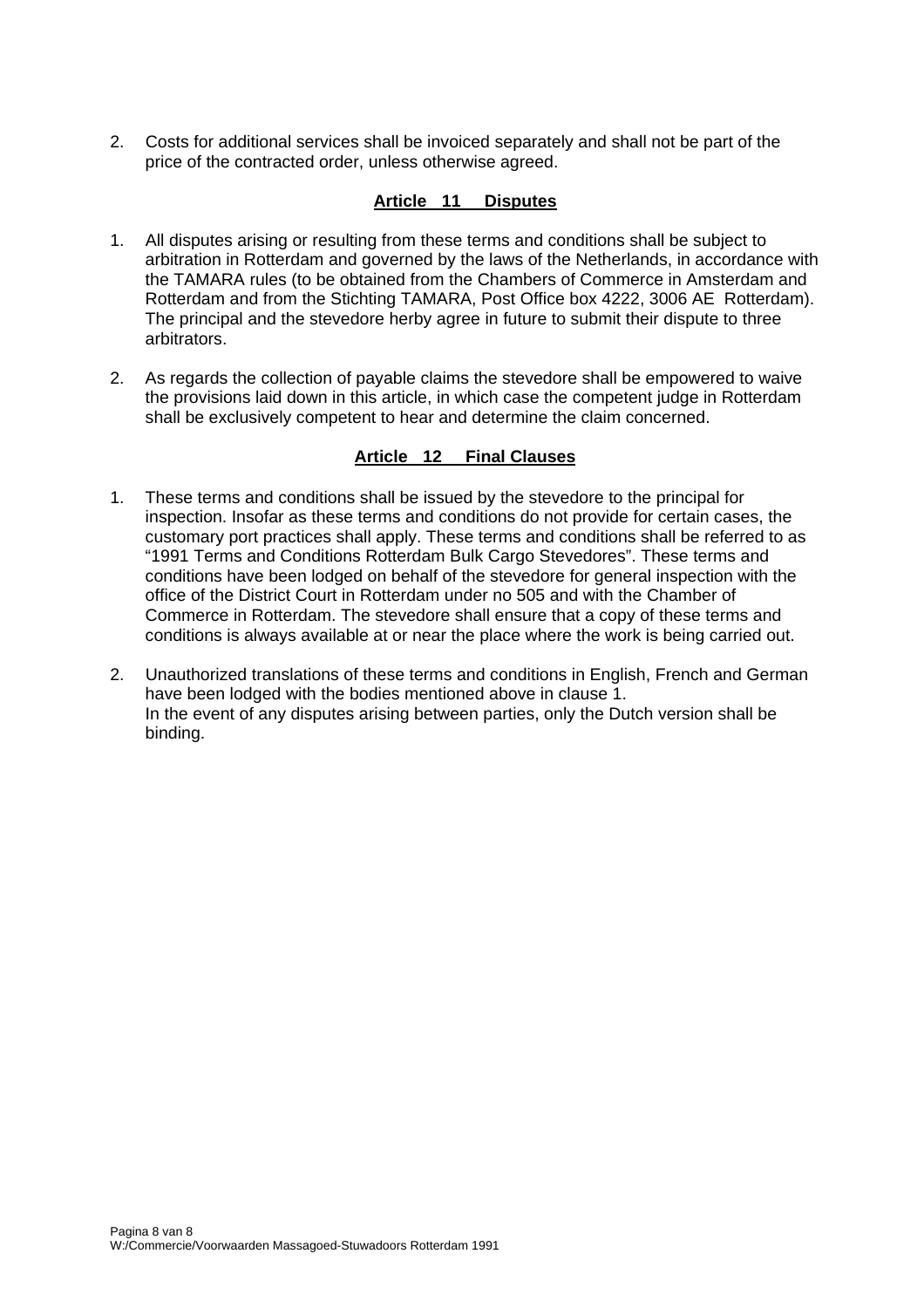2. Costs for additional services shall be invoiced separately and shall not be part of the price of the contracted order, unless otherwise agreed.

## Article 11 Disputes

1. All disputes arising or resulting from these terms and conditions shall be subject to arbitration in Rotterdam and governed by the laws of the Netherlands, in accordance with the TAMARA rules (to be obtained from the Chambers of Commerce in Amsterdam and Rotterdam and from the Stichting TAMARA, Post Office box 4222, 3006 AE Rotterdam). The principal and the stevedore herby agree in future to submit their dispute to three arbitrators.

2. As regards the collection of payable claims the stevedore shall be empowered to waive the provisions laid down in this article, in which case the competent judge in Rotterdam shall be exclusively competent to hear and determine the claim concerned.

## Article 12 Final Clauses

1. These terms and conditions shall be issued by the stevedore to the principal for inspection. Insofar as these terms and conditions do not provide for certain cases, the customary port practices shall apply. These terms and conditions shall be referred to as "1991 Terms and Conditions Rotterdam Bulk Cargo Stevedores". These terms and conditions have been lodged on behalf of the stevedore for general inspection with the office of the District Court in Rotterdam under no 505 and with the Chamber of Commerce in Rotterdam. The stevedore shall ensure that a copy of these terms and conditions is always available at or near the place where the work is being carried out.

2. Unauthorized translations of these terms and conditions in English, French and German have been lodged with the bodies mentioned above in clause 1.
   In the event of any disputes arising between parties, only the Dutch version shall be binding.